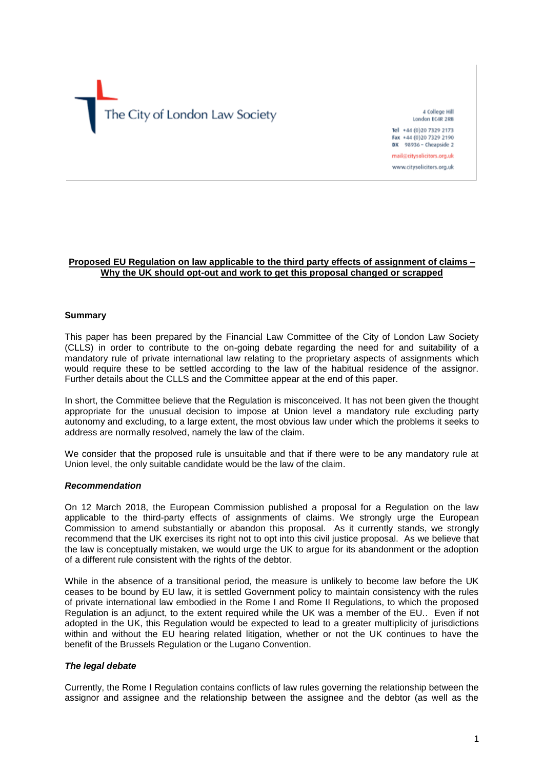The City of London Law Society

4 College Hill
London EC4R 2RB

Tel +44 (0)20 7329 2173
Fax +44 (0)20 7329 2190
DX 98936 – Cheapside 2

mail@citysolicitors.org.uk

www.citysolicitors.org.uk

**Proposed EU Regulation on law applicable to the third party effects of assignment of claims – Why the UK should opt-out and work to get this proposal changed or scrapped**

**Summary**

This paper has been prepared by the Financial Law Committee of the City of London Law Society (CLLS) in order to contribute to the on-going debate regarding the need for and suitability of a mandatory rule of private international law relating to the proprietary aspects of assignments which would require these to be settled according to the law of the habitual residence of the assignor. Further details about the CLLS and the Committee appear at the end of this paper.

In short, the Committee believe that the Regulation is misconceived. It has not been given the thought appropriate for the unusual decision to impose at Union level a mandatory rule excluding party autonomy and excluding, to a large extent, the most obvious law under which the problems it seeks to address are normally resolved, namely the law of the claim.

We consider that the proposed rule is unsuitable and that if there were to be any mandatory rule at Union level, the only suitable candidate would be the law of the claim.

***Recommendation***

On 12 March 2018, the European Commission published a proposal for a Regulation on the law applicable to the third-party effects of assignments of claims. We strongly urge the European Commission to amend substantially or abandon this proposal. As it currently stands, we strongly recommend that the UK exercises its right not to opt into this civil justice proposal. As we believe that the law is conceptually mistaken, we would urge the UK to argue for its abandonment or the adoption of a different rule consistent with the rights of the debtor.

While in the absence of a transitional period, the measure is unlikely to become law before the UK ceases to be bound by EU law, it is settled Government policy to maintain consistency with the rules of private international law embodied in the Rome I and Rome II Regulations, to which the proposed Regulation is an adjunct, to the extent required while the UK was a member of the EU.. Even if not adopted in the UK, this Regulation would be expected to lead to a greater multiplicity of jurisdictions within and without the EU hearing related litigation, whether or not the UK continues to have the benefit of the Brussels Regulation or the Lugano Convention.

***The legal debate***

Currently, the Rome I Regulation contains conflicts of law rules governing the relationship between the assignor and assignee and the relationship between the assignee and the debtor (as well as the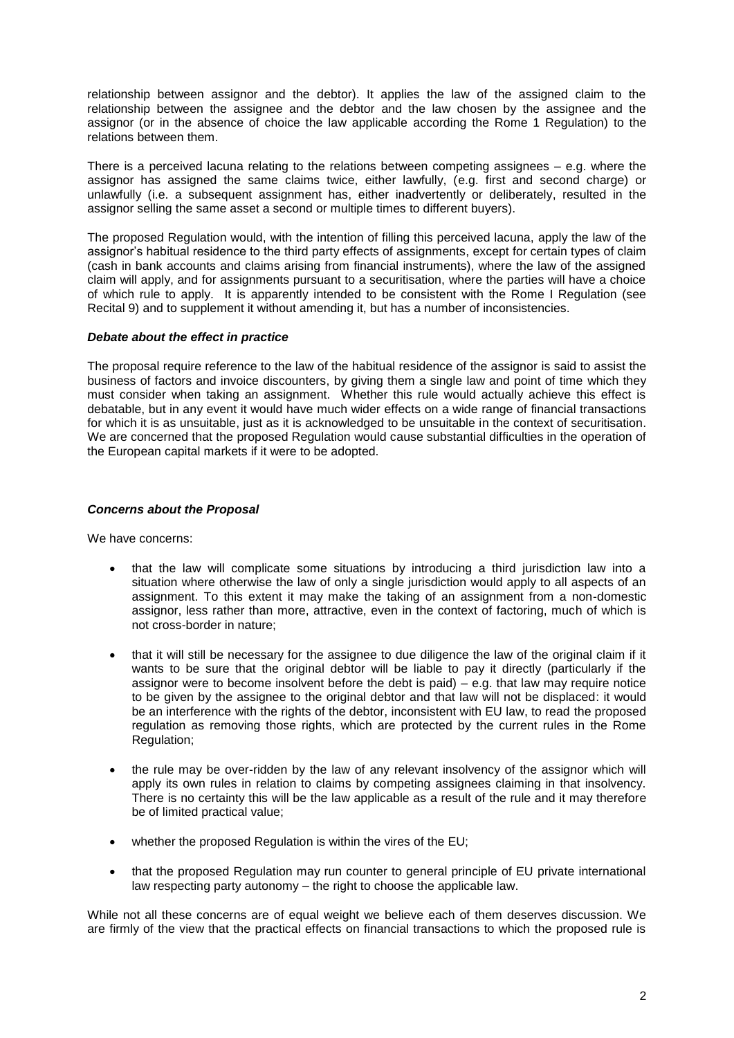relationship between assignor and the debtor). It applies the law of the assigned claim to the relationship between the assignee and the debtor and the law chosen by the assignee and the assignor (or in the absence of choice the law applicable according the Rome 1 Regulation) to the relations between them.

There is a perceived lacuna relating to the relations between competing assignees – e.g. where the assignor has assigned the same claims twice, either lawfully, (e.g. first and second charge) or unlawfully (i.e. a subsequent assignment has, either inadvertently or deliberately, resulted in the assignor selling the same asset a second or multiple times to different buyers).

The proposed Regulation would, with the intention of filling this perceived lacuna, apply the law of the assignor's habitual residence to the third party effects of assignments, except for certain types of claim (cash in bank accounts and claims arising from financial instruments), where the law of the assigned claim will apply, and for assignments pursuant to a securitisation, where the parties will have a choice of which rule to apply. It is apparently intended to be consistent with the Rome I Regulation (see Recital 9) and to supplement it without amending it, but has a number of inconsistencies.

***Debate about the effect in practice***

The proposal require reference to the law of the habitual residence of the assignor is said to assist the business of factors and invoice discounters, by giving them a single law and point of time which they must consider when taking an assignment. Whether this rule would actually achieve this effect is debatable, but in any event it would have much wider effects on a wide range of financial transactions for which it is as unsuitable, just as it is acknowledged to be unsuitable in the context of securitisation. We are concerned that the proposed Regulation would cause substantial difficulties in the operation of the European capital markets if it were to be adopted.

***Concerns about the Proposal***

We have concerns:

- that the law will complicate some situations by introducing a third jurisdiction law into a situation where otherwise the law of only a single jurisdiction would apply to all aspects of an assignment. To this extent it may make the taking of an assignment from a non-domestic assignor, less rather than more, attractive, even in the context of factoring, much of which is not cross-border in nature;
- that it will still be necessary for the assignee to due diligence the law of the original claim if it wants to be sure that the original debtor will be liable to pay it directly (particularly if the assignor were to become insolvent before the debt is paid) – e.g. that law may require notice to be given by the assignee to the original debtor and that law will not be displaced: it would be an interference with the rights of the debtor, inconsistent with EU law, to read the proposed regulation as removing those rights, which are protected by the current rules in the Rome Regulation;
- the rule may be over-ridden by the law of any relevant insolvency of the assignor which will apply its own rules in relation to claims by competing assignees claiming in that insolvency. There is no certainty this will be the law applicable as a result of the rule and it may therefore be of limited practical value;
- whether the proposed Regulation is within the vires of the EU;
- that the proposed Regulation may run counter to general principle of EU private international law respecting party autonomy – the right to choose the applicable law.

While not all these concerns are of equal weight we believe each of them deserves discussion. We are firmly of the view that the practical effects on financial transactions to which the proposed rule is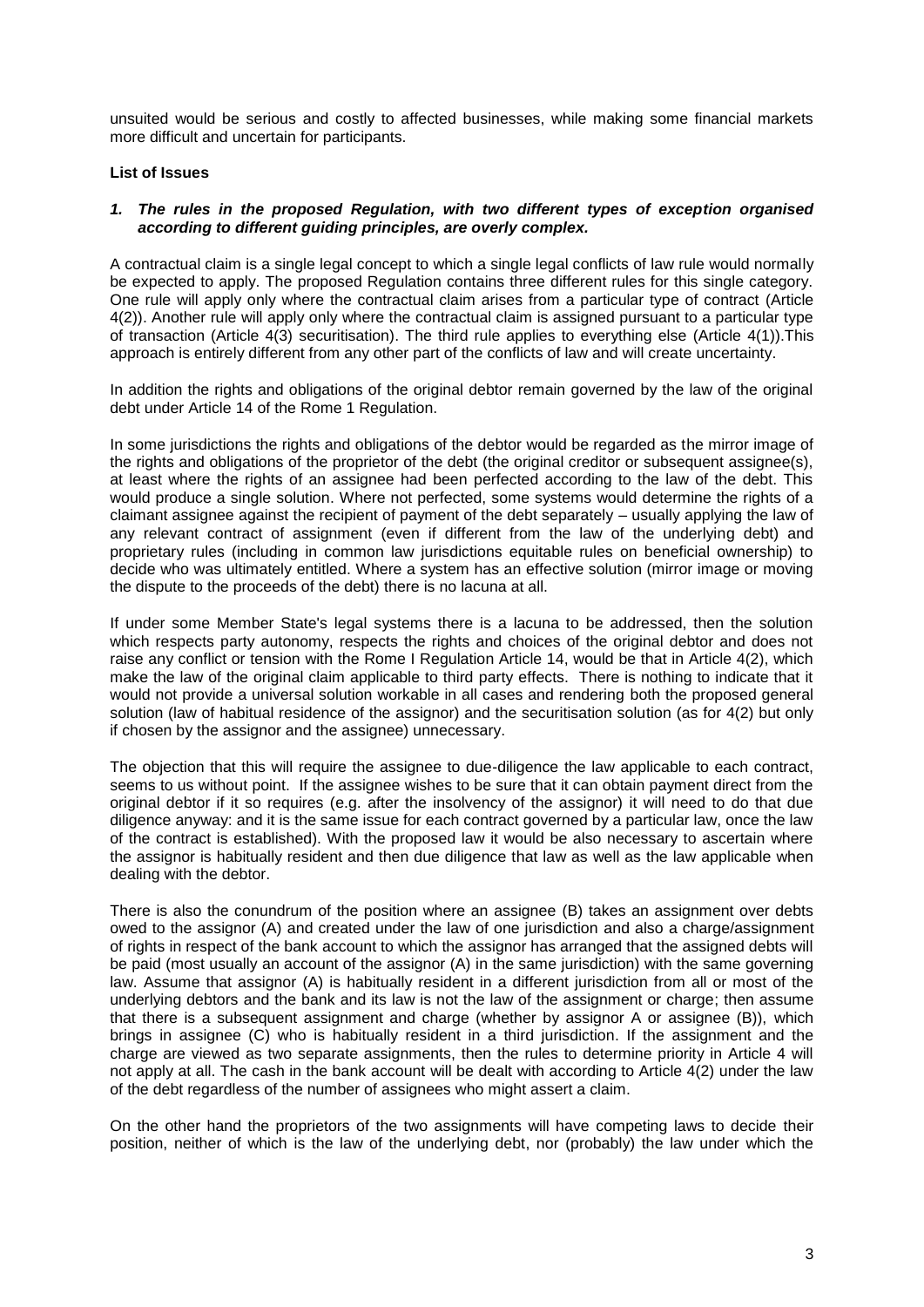unsuited would be serious and costly to affected businesses, while making some financial markets more difficult and uncertain for participants.

**List of Issues**

***1. The rules in the proposed Regulation, with two different types of exception organised according to different guiding principles, are overly complex.***

A contractual claim is a single legal concept to which a single legal conflicts of law rule would normally be expected to apply. The proposed Regulation contains three different rules for this single category. One rule will apply only where the contractual claim arises from a particular type of contract (Article 4(2)). Another rule will apply only where the contractual claim is assigned pursuant to a particular type of transaction (Article 4(3) securitisation). The third rule applies to everything else (Article 4(1)).This approach is entirely different from any other part of the conflicts of law and will create uncertainty.

In addition the rights and obligations of the original debtor remain governed by the law of the original debt under Article 14 of the Rome 1 Regulation.

In some jurisdictions the rights and obligations of the debtor would be regarded as the mirror image of the rights and obligations of the proprietor of the debt (the original creditor or subsequent assignee(s), at least where the rights of an assignee had been perfected according to the law of the debt. This would produce a single solution. Where not perfected, some systems would determine the rights of a claimant assignee against the recipient of payment of the debt separately – usually applying the law of any relevant contract of assignment (even if different from the law of the underlying debt) and proprietary rules (including in common law jurisdictions equitable rules on beneficial ownership) to decide who was ultimately entitled. Where a system has an effective solution (mirror image or moving the dispute to the proceeds of the debt) there is no lacuna at all.

If under some Member State's legal systems there is a lacuna to be addressed, then the solution which respects party autonomy, respects the rights and choices of the original debtor and does not raise any conflict or tension with the Rome I Regulation Article 14, would be that in Article 4(2), which make the law of the original claim applicable to third party effects. There is nothing to indicate that it would not provide a universal solution workable in all cases and rendering both the proposed general solution (law of habitual residence of the assignor) and the securitisation solution (as for 4(2) but only if chosen by the assignor and the assignee) unnecessary.

The objection that this will require the assignee to due-diligence the law applicable to each contract, seems to us without point. If the assignee wishes to be sure that it can obtain payment direct from the original debtor if it so requires (e.g. after the insolvency of the assignor) it will need to do that due diligence anyway: and it is the same issue for each contract governed by a particular law, once the law of the contract is established). With the proposed law it would be also necessary to ascertain where the assignor is habitually resident and then due diligence that law as well as the law applicable when dealing with the debtor.

There is also the conundrum of the position where an assignee (B) takes an assignment over debts owed to the assignor (A) and created under the law of one jurisdiction and also a charge/assignment of rights in respect of the bank account to which the assignor has arranged that the assigned debts will be paid (most usually an account of the assignor (A) in the same jurisdiction) with the same governing law. Assume that assignor (A) is habitually resident in a different jurisdiction from all or most of the underlying debtors and the bank and its law is not the law of the assignment or charge; then assume that there is a subsequent assignment and charge (whether by assignor A or assignee (B)), which brings in assignee (C) who is habitually resident in a third jurisdiction. If the assignment and the charge are viewed as two separate assignments, then the rules to determine priority in Article 4 will not apply at all. The cash in the bank account will be dealt with according to Article 4(2) under the law of the debt regardless of the number of assignees who might assert a claim.

On the other hand the proprietors of the two assignments will have competing laws to decide their position, neither of which is the law of the underlying debt, nor (probably) the law under which the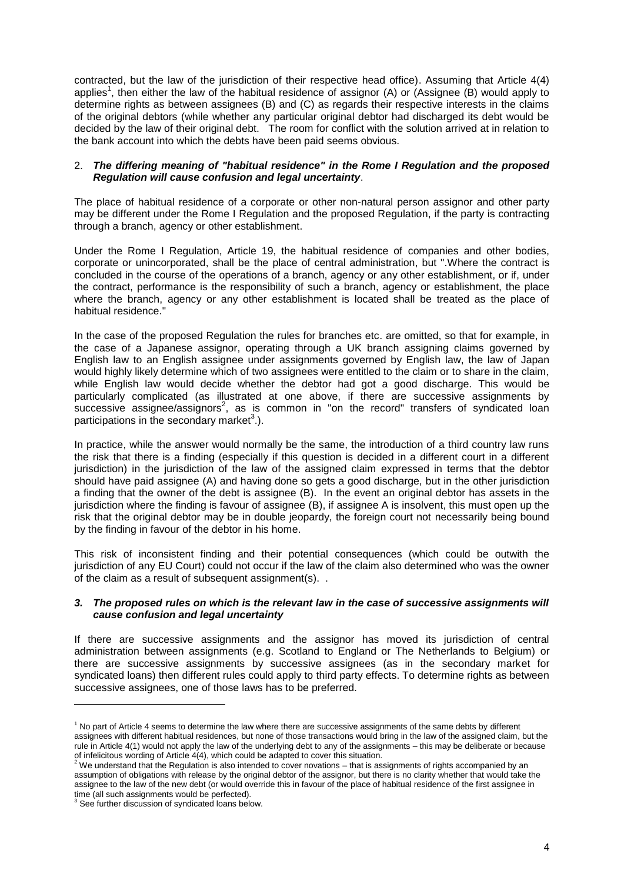contracted, but the law of the jurisdiction of their respective head office). Assuming that Article 4(4) applies[1], then either the law of the habitual residence of assignor (A) or (Assignee (B) would apply to determine rights as between assignees (B) and (C) as regards their respective interests in the claims of the original debtors (while whether any particular original debtor had discharged its debt would be decided by the law of their original debt. The room for conflict with the solution arrived at in relation to the bank account into which the debts have been paid seems obvious.

2. ***The differing meaning of "habitual residence" in the Rome I Regulation and the proposed Regulation will cause confusion and legal uncertainty***.

The place of habitual residence of a corporate or other non-natural person assignor and other party may be different under the Rome I Regulation and the proposed Regulation, if the party is contracting through a branch, agency or other establishment.

Under the Rome I Regulation, Article 19, the habitual residence of companies and other bodies, corporate or unincorporated, shall be the place of central administration, but ".Where the contract is concluded in the course of the operations of a branch, agency or any other establishment, or if, under the contract, performance is the responsibility of such a branch, agency or establishment, the place where the branch, agency or any other establishment is located shall be treated as the place of habitual residence."

In the case of the proposed Regulation the rules for branches etc. are omitted, so that for example, in the case of a Japanese assignor, operating through a UK branch assigning claims governed by English law to an English assignee under assignments governed by English law, the law of Japan would highly likely determine which of two assignees were entitled to the claim or to share in the claim, while English law would decide whether the debtor had got a good discharge. This would be particularly complicated (as illustrated at one above, if there are successive assignments by successive assignee/assignors[2], as is common in "on the record" transfers of syndicated loan participations in the secondary market[3].).

In practice, while the answer would normally be the same, the introduction of a third country law runs the risk that there is a finding (especially if this question is decided in a different court in a different jurisdiction) in the jurisdiction of the law of the assigned claim expressed in terms that the debtor should have paid assignee (A) and having done so gets a good discharge, but in the other jurisdiction a finding that the owner of the debt is assignee (B). In the event an original debtor has assets in the jurisdiction where the finding is favour of assignee (B), if assignee A is insolvent, this must open up the risk that the original debtor may be in double jeopardy, the foreign court not necessarily being bound by the finding in favour of the debtor in his home.

This risk of inconsistent finding and their potential consequences (which could be outwith the jurisdiction of any EU Court) could not occur if the law of the claim also determined who was the owner of the claim as a result of subsequent assignment(s). .

3. ***The proposed rules on which is the relevant law in the case of successive assignments will cause confusion and legal uncertainty***

If there are successive assignments and the assignor has moved its jurisdiction of central administration between assignments (e.g. Scotland to England or The Netherlands to Belgium) or there are successive assignments by successive assignees (as in the secondary market for syndicated loans) then different rules could apply to third party effects. To determine rights as between successive assignees, one of those laws has to be preferred.

---

[1] No part of Article 4 seems to determine the law where there are successive assignments of the same debts by different assignees with different habitual residences, but none of those transactions would bring in the law of the assigned claim, but the rule in Article 4(1) would not apply the law of the underlying debt to any of the assignments – this may be deliberate or because of infelicitous wording of Article 4(4), which could be adapted to cover this situation.

[2] We understand that the Regulation is also intended to cover novations – that is assignments of rights accompanied by an assumption of obligations with release by the original debtor of the assignor, but there is no clarity whether that would take the assignee to the law of the new debt (or would override this in favour of the place of habitual residence of the first assignee in time (all such assignments would be perfected).

[3] See further discussion of syndicated loans below.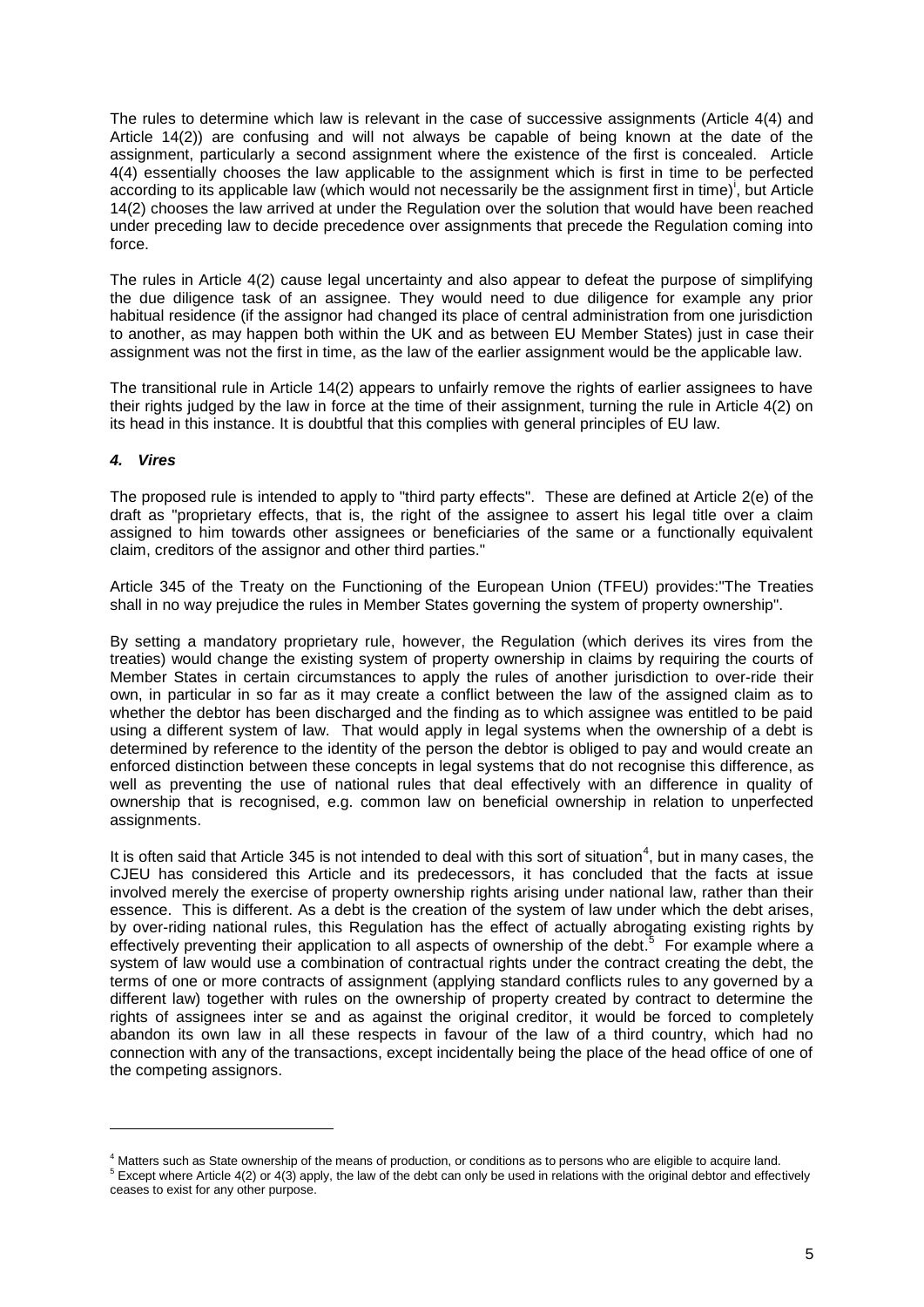The rules to determine which law is relevant in the case of successive assignments (Article 4(4) and Article 14(2)) are confusing and will not always be capable of being known at the date of the assignment, particularly a second assignment where the existence of the first is concealed. Article 4(4) essentially chooses the law applicable to the assignment which is first in time to be perfected according to its applicable law (which would not necessarily be the assignment first in time)[i], but Article 14(2) chooses the law arrived at under the Regulation over the solution that would have been reached under preceding law to decide precedence over assignments that precede the Regulation coming into force.

The rules in Article 4(2) cause legal uncertainty and also appear to defeat the purpose of simplifying the due diligence task of an assignee. They would need to due diligence for example any prior habitual residence (if the assignor had changed its place of central administration from one jurisdiction to another, as may happen both within the UK and as between EU Member States) just in case their assignment was not the first in time, as the law of the earlier assignment would be the applicable law.

The transitional rule in Article 14(2) appears to unfairly remove the rights of earlier assignees to have their rights judged by the law in force at the time of their assignment, turning the rule in Article 4(2) on its head in this instance. It is doubtful that this complies with general principles of EU law.

### *4. Vires*

The proposed rule is intended to apply to "third party effects". These are defined at Article 2(e) of the draft as "proprietary effects, that is, the right of the assignee to assert his legal title over a claim assigned to him towards other assignees or beneficiaries of the same or a functionally equivalent claim, creditors of the assignor and other third parties."

Article 345 of the Treaty on the Functioning of the European Union (TFEU) provides:"The Treaties shall in no way prejudice the rules in Member States governing the system of property ownership".

By setting a mandatory proprietary rule, however, the Regulation (which derives its vires from the treaties) would change the existing system of property ownership in claims by requiring the courts of Member States in certain circumstances to apply the rules of another jurisdiction to over-ride their own, in particular in so far as it may create a conflict between the law of the assigned claim as to whether the debtor has been discharged and the finding as to which assignee was entitled to be paid using a different system of law. That would apply in legal systems when the ownership of a debt is determined by reference to the identity of the person the debtor is obliged to pay and would create an enforced distinction between these concepts in legal systems that do not recognise this difference, as well as preventing the use of national rules that deal effectively with an difference in quality of ownership that is recognised, e.g. common law on beneficial ownership in relation to unperfected assignments.

It is often said that Article 345 is not intended to deal with this sort of situation[4], but in many cases, the CJEU has considered this Article and its predecessors, it has concluded that the facts at issue involved merely the exercise of property ownership rights arising under national law, rather than their essence. This is different. As a debt is the creation of the system of law under which the debt arises, by over-riding national rules, this Regulation has the effect of actually abrogating existing rights by effectively preventing their application to all aspects of ownership of the debt.[5] For example where a system of law would use a combination of contractual rights under the contract creating the debt, the terms of one or more contracts of assignment (applying standard conflicts rules to any governed by a different law) together with rules on the ownership of property created by contract to determine the rights of assignees inter se and as against the original creditor, it would be forced to completely abandon its own law in all these respects in favour of the law of a third country, which had no connection with any of the transactions, except incidentally being the place of the head office of one of the competing assignors.

---

[4] Matters such as State ownership of the means of production, or conditions as to persons who are eligible to acquire land.

[5] Except where Article 4(2) or 4(3) apply, the law of the debt can only be used in relations with the original debtor and effectively ceases to exist for any other purpose.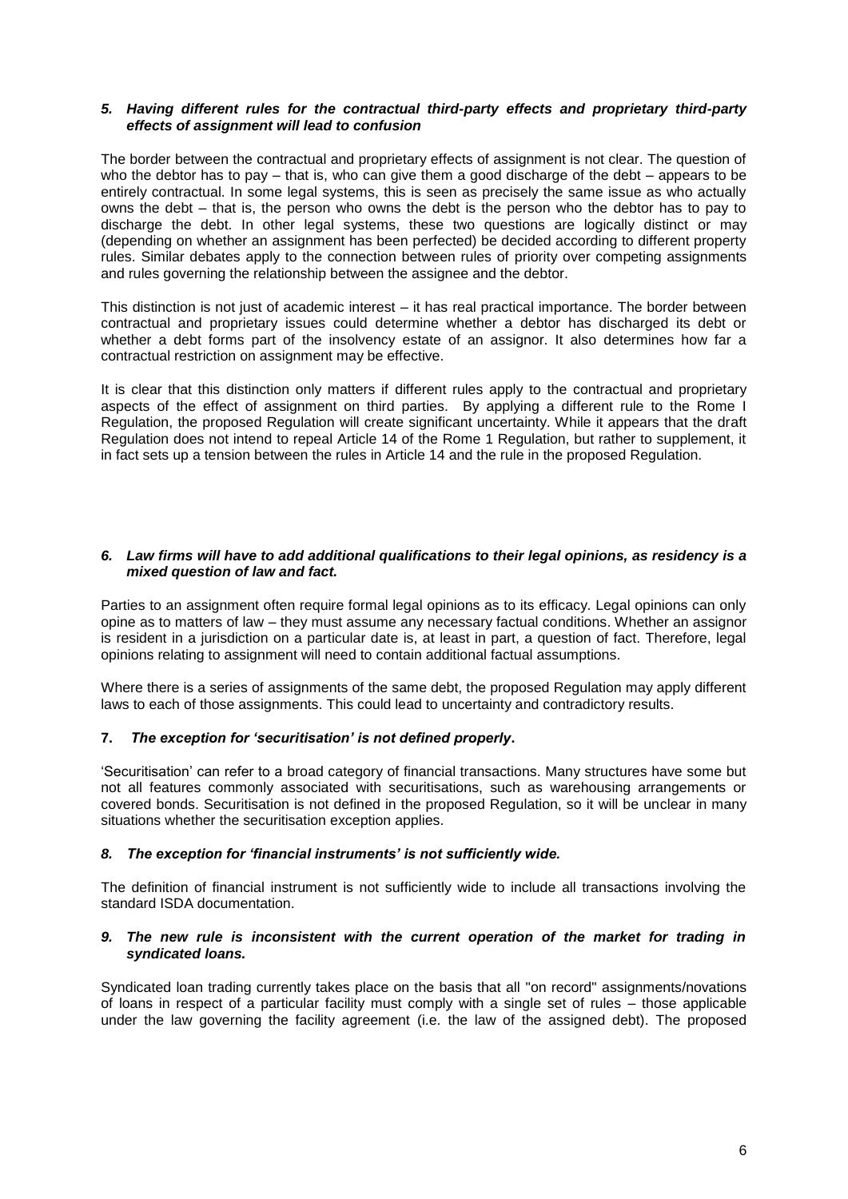### *5. Having different rules for the contractual third-party effects and proprietary third-party effects of assignment will lead to confusion*

The border between the contractual and proprietary effects of assignment is not clear. The question of who the debtor has to pay – that is, who can give them a good discharge of the debt – appears to be entirely contractual. In some legal systems, this is seen as precisely the same issue as who actually owns the debt – that is, the person who owns the debt is the person who the debtor has to pay to discharge the debt. In other legal systems, these two questions are logically distinct or may (depending on whether an assignment has been perfected) be decided according to different property rules. Similar debates apply to the connection between rules of priority over competing assignments and rules governing the relationship between the assignee and the debtor.

This distinction is not just of academic interest – it has real practical importance. The border between contractual and proprietary issues could determine whether a debtor has discharged its debt or whether a debt forms part of the insolvency estate of an assignor. It also determines how far a contractual restriction on assignment may be effective.

It is clear that this distinction only matters if different rules apply to the contractual and proprietary aspects of the effect of assignment on third parties. By applying a different rule to the Rome I Regulation, the proposed Regulation will create significant uncertainty. While it appears that the draft Regulation does not intend to repeal Article 14 of the Rome 1 Regulation, but rather to supplement, it in fact sets up a tension between the rules in Article 14 and the rule in the proposed Regulation.

### *6. Law firms will have to add additional qualifications to their legal opinions, as residency is a mixed question of law and fact.*

Parties to an assignment often require formal legal opinions as to its efficacy. Legal opinions can only opine as to matters of law – they must assume any necessary factual conditions. Whether an assignor is resident in a jurisdiction on a particular date is, at least in part, a question of fact. Therefore, legal opinions relating to assignment will need to contain additional factual assumptions.

Where there is a series of assignments of the same debt, the proposed Regulation may apply different laws to each of those assignments. This could lead to uncertainty and contradictory results.

### **7.** ***The exception for 'securitisation' is not defined properly*****.**

'Securitisation' can refer to a broad category of financial transactions. Many structures have some but not all features commonly associated with securitisations, such as warehousing arrangements or covered bonds. Securitisation is not defined in the proposed Regulation, so it will be unclear in many situations whether the securitisation exception applies.

### *8. The exception for 'financial instruments' is not sufficiently wide.*

The definition of financial instrument is not sufficiently wide to include all transactions involving the standard ISDA documentation.

### *9. The new rule is inconsistent with the current operation of the market for trading in syndicated loans.*

Syndicated loan trading currently takes place on the basis that all "on record" assignments/novations of loans in respect of a particular facility must comply with a single set of rules – those applicable under the law governing the facility agreement (i.e. the law of the assigned debt). The proposed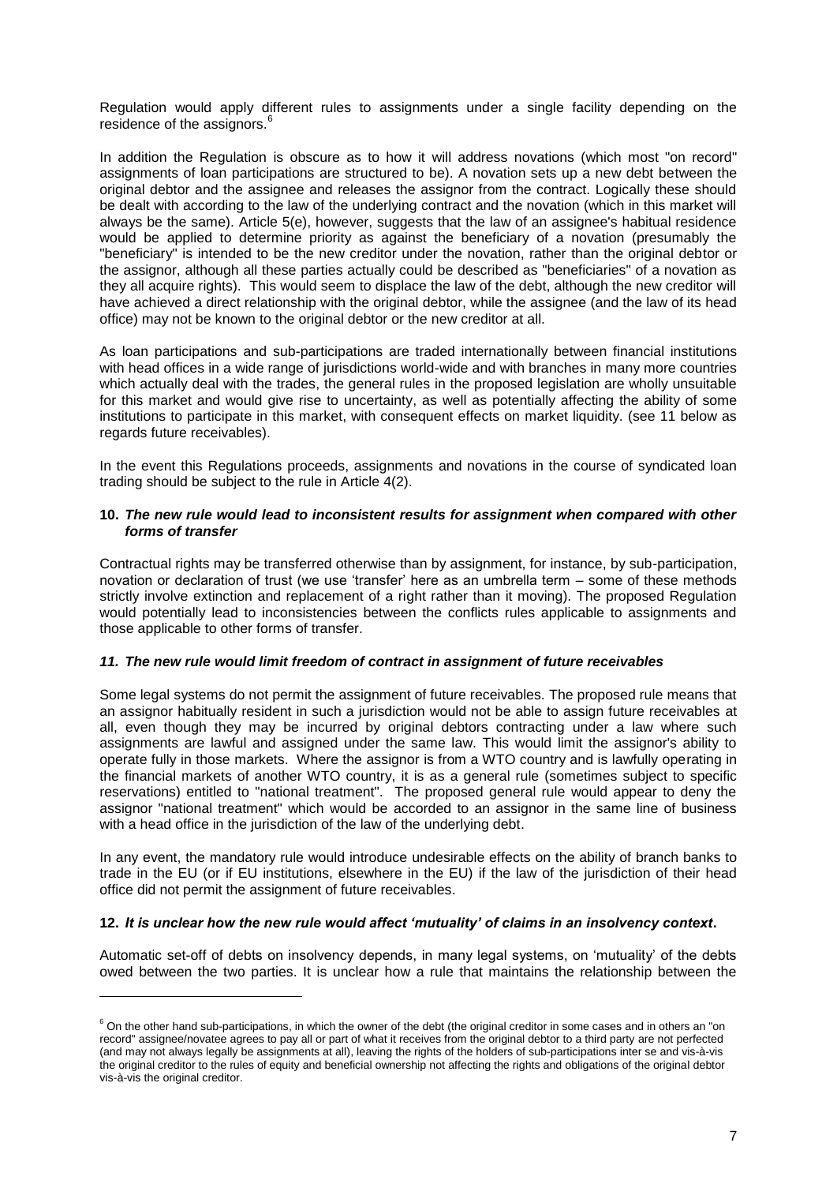Regulation would apply different rules to assignments under a single facility depending on the residence of the assignors.[6]

In addition the Regulation is obscure as to how it will address novations (which most "on record" assignments of loan participations are structured to be). A novation sets up a new debt between the original debtor and the assignee and releases the assignor from the contract. Logically these should be dealt with according to the law of the underlying contract and the novation (which in this market will always be the same). Article 5(e), however, suggests that the law of an assignee's habitual residence would be applied to determine priority as against the beneficiary of a novation (presumably the "beneficiary" is intended to be the new creditor under the novation, rather than the original debtor or the assignor, although all these parties actually could be described as "beneficiaries" of a novation as they all acquire rights). This would seem to displace the law of the debt, although the new creditor will have achieved a direct relationship with the original debtor, while the assignee (and the law of its head office) may not be known to the original debtor or the new creditor at all.

As loan participations and sub-participations are traded internationally between financial institutions with head offices in a wide range of jurisdictions world-wide and with branches in many more countries which actually deal with the trades, the general rules in the proposed legislation are wholly unsuitable for this market and would give rise to uncertainty, as well as potentially affecting the ability of some institutions to participate in this market, with consequent effects on market liquidity. (see 11 below as regards future receivables).

In the event this Regulations proceeds, assignments and novations in the course of syndicated loan trading should be subject to the rule in Article 4(2).

### 10. *The new rule would lead to inconsistent results for assignment when compared with other forms of transfer*

Contractual rights may be transferred otherwise than by assignment, for instance, by sub-participation, novation or declaration of trust (we use 'transfer' here as an umbrella term – some of these methods strictly involve extinction and replacement of a right rather than it moving). The proposed Regulation would potentially lead to inconsistencies between the conflicts rules applicable to assignments and those applicable to other forms of transfer.

### *11. The new rule would limit freedom of contract in assignment of future receivables*

Some legal systems do not permit the assignment of future receivables. The proposed rule means that an assignor habitually resident in such a jurisdiction would not be able to assign future receivables at all, even though they may be incurred by original debtors contracting under a law where such assignments are lawful and assigned under the same law. This would limit the assignor's ability to operate fully in those markets. Where the assignor is from a WTO country and is lawfully operating in the financial markets of another WTO country, it is as a general rule (sometimes subject to specific reservations) entitled to "national treatment". The proposed general rule would appear to deny the assignor "national treatment" which would be accorded to an assignor in the same line of business with a head office in the jurisdiction of the law of the underlying debt.

In any event, the mandatory rule would introduce undesirable effects on the ability of branch banks to trade in the EU (or if EU institutions, elsewhere in the EU) if the law of the jurisdiction of their head office did not permit the assignment of future receivables.

### 12. *It is unclear how the new rule would affect 'mutuality' of claims in an insolvency context***.**

Automatic set-off of debts on insolvency depends, in many legal systems, on 'mutuality' of the debts owed between the two parties. It is unclear how a rule that maintains the relationship between the

---

[6] On the other hand sub-participations, in which the owner of the debt (the original creditor in some cases and in others an "on record" assignee/novatee agrees to pay all or part of what it receives from the original debtor to a third party are not perfected (and may not always legally be assignments at all), leaving the rights of the holders of sub-participations inter se and vis-à-vis the original creditor to the rules of equity and beneficial ownership not affecting the rights and obligations of the original debtor vis-à-vis the original creditor.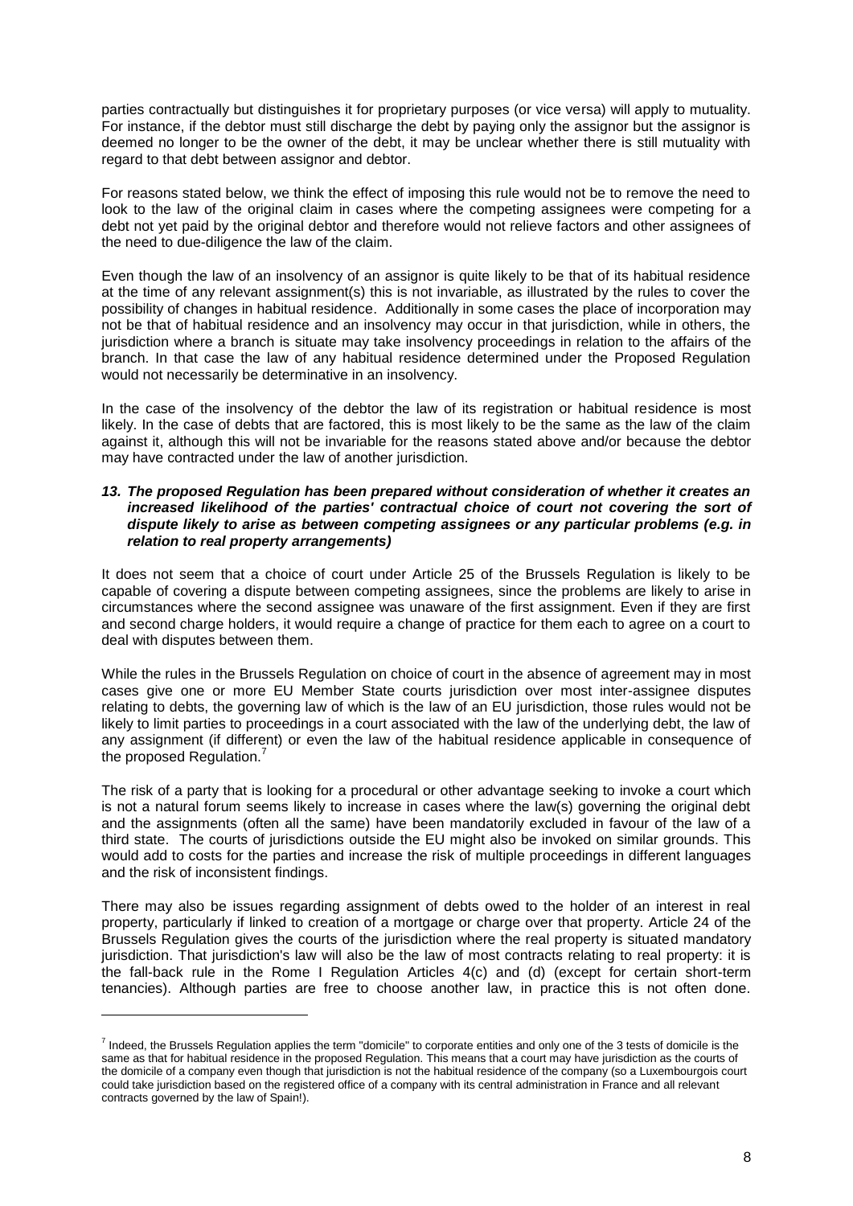parties contractually but distinguishes it for proprietary purposes (or vice versa) will apply to mutuality. For instance, if the debtor must still discharge the debt by paying only the assignor but the assignor is deemed no longer to be the owner of the debt, it may be unclear whether there is still mutuality with regard to that debt between assignor and debtor.

For reasons stated below, we think the effect of imposing this rule would not be to remove the need to look to the law of the original claim in cases where the competing assignees were competing for a debt not yet paid by the original debtor and therefore would not relieve factors and other assignees of the need to due-diligence the law of the claim.

Even though the law of an insolvency of an assignor is quite likely to be that of its habitual residence at the time of any relevant assignment(s) this is not invariable, as illustrated by the rules to cover the possibility of changes in habitual residence. Additionally in some cases the place of incorporation may not be that of habitual residence and an insolvency may occur in that jurisdiction, while in others, the jurisdiction where a branch is situate may take insolvency proceedings in relation to the affairs of the branch. In that case the law of any habitual residence determined under the Proposed Regulation would not necessarily be determinative in an insolvency.

In the case of the insolvency of the debtor the law of its registration or habitual residence is most likely. In the case of debts that are factored, this is most likely to be the same as the law of the claim against it, although this will not be invariable for the reasons stated above and/or because the debtor may have contracted under the law of another jurisdiction.

### *13. The proposed Regulation has been prepared without consideration of whether it creates an increased likelihood of the parties' contractual choice of court not covering the sort of dispute likely to arise as between competing assignees or any particular problems (e.g. in relation to real property arrangements)*

It does not seem that a choice of court under Article 25 of the Brussels Regulation is likely to be capable of covering a dispute between competing assignees, since the problems are likely to arise in circumstances where the second assignee was unaware of the first assignment. Even if they are first and second charge holders, it would require a change of practice for them each to agree on a court to deal with disputes between them.

While the rules in the Brussels Regulation on choice of court in the absence of agreement may in most cases give one or more EU Member State courts jurisdiction over most inter-assignee disputes relating to debts, the governing law of which is the law of an EU jurisdiction, those rules would not be likely to limit parties to proceedings in a court associated with the law of the underlying debt, the law of any assignment (if different) or even the law of the habitual residence applicable in consequence of the proposed Regulation.[7]

The risk of a party that is looking for a procedural or other advantage seeking to invoke a court which is not a natural forum seems likely to increase in cases where the law(s) governing the original debt and the assignments (often all the same) have been mandatorily excluded in favour of the law of a third state. The courts of jurisdictions outside the EU might also be invoked on similar grounds. This would add to costs for the parties and increase the risk of multiple proceedings in different languages and the risk of inconsistent findings.

There may also be issues regarding assignment of debts owed to the holder of an interest in real property, particularly if linked to creation of a mortgage or charge over that property. Article 24 of the Brussels Regulation gives the courts of the jurisdiction where the real property is situated mandatory jurisdiction. That jurisdiction's law will also be the law of most contracts relating to real property: it is the fall-back rule in the Rome I Regulation Articles 4(c) and (d) (except for certain short-term tenancies). Although parties are free to choose another law, in practice this is not often done.

---

[7] Indeed, the Brussels Regulation applies the term "domicile" to corporate entities and only one of the 3 tests of domicile is the same as that for habitual residence in the proposed Regulation. This means that a court may have jurisdiction as the courts of the domicile of a company even though that jurisdiction is not the habitual residence of the company (so a Luxembourgois court could take jurisdiction based on the registered office of a company with its central administration in France and all relevant contracts governed by the law of Spain!).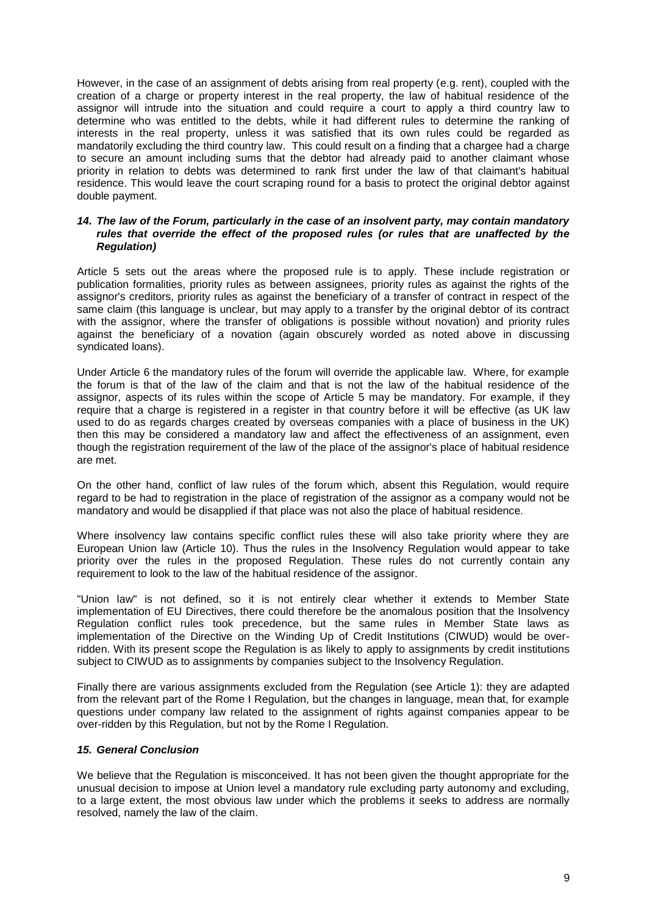However, in the case of an assignment of debts arising from real property (e.g. rent), coupled with the creation of a charge or property interest in the real property, the law of habitual residence of the assignor will intrude into the situation and could require a court to apply a third country law to determine who was entitled to the debts, while it had different rules to determine the ranking of interests in the real property, unless it was satisfied that its own rules could be regarded as mandatorily excluding the third country law. This could result on a finding that a chargee had a charge to secure an amount including sums that the debtor had already paid to another claimant whose priority in relation to debts was determined to rank first under the law of that claimant's habitual residence. This would leave the court scraping round for a basis to protect the original debtor against double payment.

### *14. The law of the Forum, particularly in the case of an insolvent party, may contain mandatory rules that override the effect of the proposed rules (or rules that are unaffected by the Regulation)*

Article 5 sets out the areas where the proposed rule is to apply. These include registration or publication formalities, priority rules as between assignees, priority rules as against the rights of the assignor's creditors, priority rules as against the beneficiary of a transfer of contract in respect of the same claim (this language is unclear, but may apply to a transfer by the original debtor of its contract with the assignor, where the transfer of obligations is possible without novation) and priority rules against the beneficiary of a novation (again obscurely worded as noted above in discussing syndicated loans).

Under Article 6 the mandatory rules of the forum will override the applicable law. Where, for example the forum is that of the law of the claim and that is not the law of the habitual residence of the assignor, aspects of its rules within the scope of Article 5 may be mandatory. For example, if they require that a charge is registered in a register in that country before it will be effective (as UK law used to do as regards charges created by overseas companies with a place of business in the UK) then this may be considered a mandatory law and affect the effectiveness of an assignment, even though the registration requirement of the law of the place of the assignor's place of habitual residence are met.

On the other hand, conflict of law rules of the forum which, absent this Regulation, would require regard to be had to registration in the place of registration of the assignor as a company would not be mandatory and would be disapplied if that place was not also the place of habitual residence.

Where insolvency law contains specific conflict rules these will also take priority where they are European Union law (Article 10). Thus the rules in the Insolvency Regulation would appear to take priority over the rules in the proposed Regulation. These rules do not currently contain any requirement to look to the law of the habitual residence of the assignor.

"Union law" is not defined, so it is not entirely clear whether it extends to Member State implementation of EU Directives, there could therefore be the anomalous position that the Insolvency Regulation conflict rules took precedence, but the same rules in Member State laws as implementation of the Directive on the Winding Up of Credit Institutions (CIWUD) would be over-ridden. With its present scope the Regulation is as likely to apply to assignments by credit institutions subject to CIWUD as to assignments by companies subject to the Insolvency Regulation.

Finally there are various assignments excluded from the Regulation (see Article 1): they are adapted from the relevant part of the Rome I Regulation, but the changes in language, mean that, for example questions under company law related to the assignment of rights against companies appear to be over-ridden by this Regulation, but not by the Rome I Regulation.

### *15. General Conclusion*

We believe that the Regulation is misconceived. It has not been given the thought appropriate for the unusual decision to impose at Union level a mandatory rule excluding party autonomy and excluding, to a large extent, the most obvious law under which the problems it seeks to address are normally resolved, namely the law of the claim.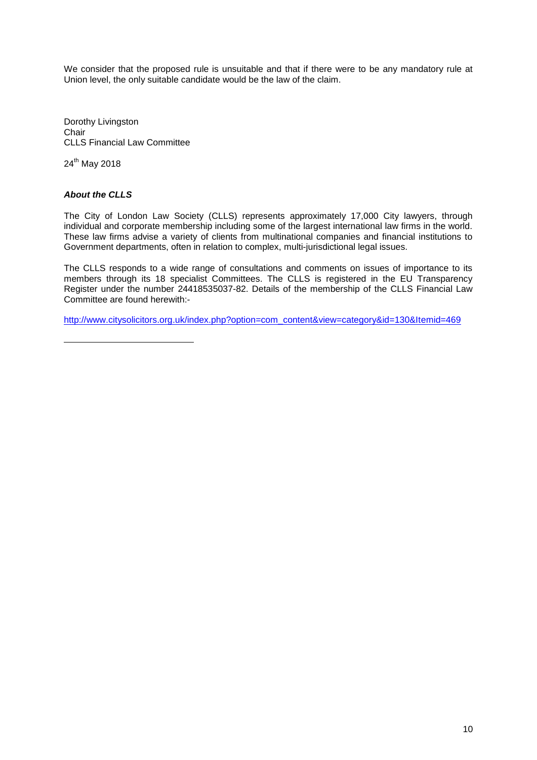We consider that the proposed rule is unsuitable and that if there were to be any mandatory rule at Union level, the only suitable candidate would be the law of the claim.

Dorothy Livingston  
Chair  
CLLS Financial Law Committee

24th May 2018

***About the CLLS***

The City of London Law Society (CLLS) represents approximately 17,000 City lawyers, through individual and corporate membership including some of the largest international law firms in the world. These law firms advise a variety of clients from multinational companies and financial institutions to Government departments, often in relation to complex, multi-jurisdictional legal issues.

The CLLS responds to a wide range of consultations and comments on issues of importance to its members through its 18 specialist Committees. The CLLS is registered in the EU Transparency Register under the number 24418535037-82. Details of the membership of the CLLS Financial Law Committee are found herewith:-

http://www.citysolicitors.org.uk/index.php?option=com_content&view=category&id=130&Itemid=469